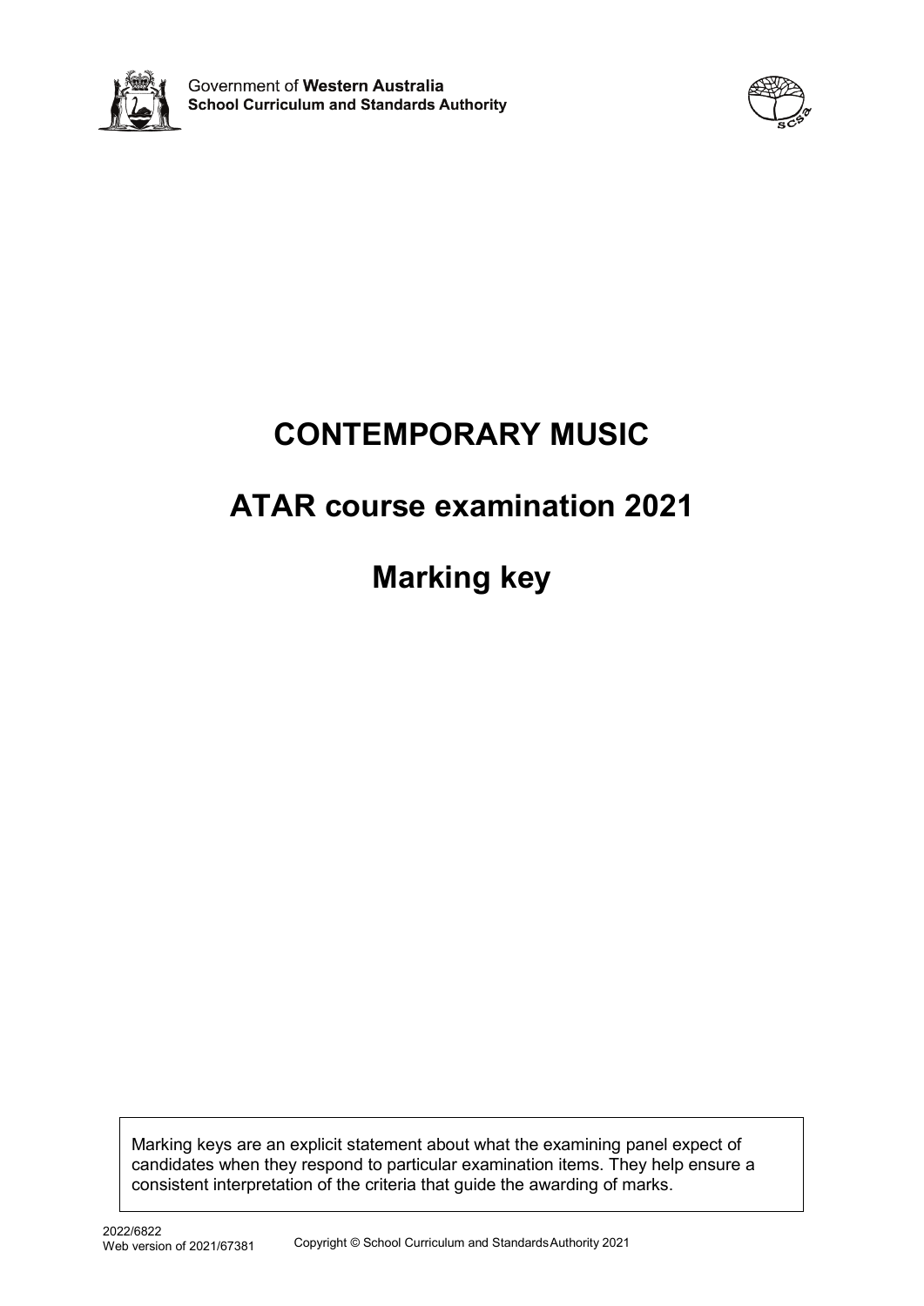Government of **Western Australia**
**School Curriculum and Standards Authority**

# CONTEMPORARY MUSIC

# ATAR course examination 2021

# Marking key

Marking keys are an explicit statement about what the examining panel expect of candidates when they respond to particular examination items. They help ensure a consistent interpretation of the criteria that guide the awarding of marks.

2022/6822
Web version of 2021/67381

Copyright © School Curriculum and Standards Authority 2021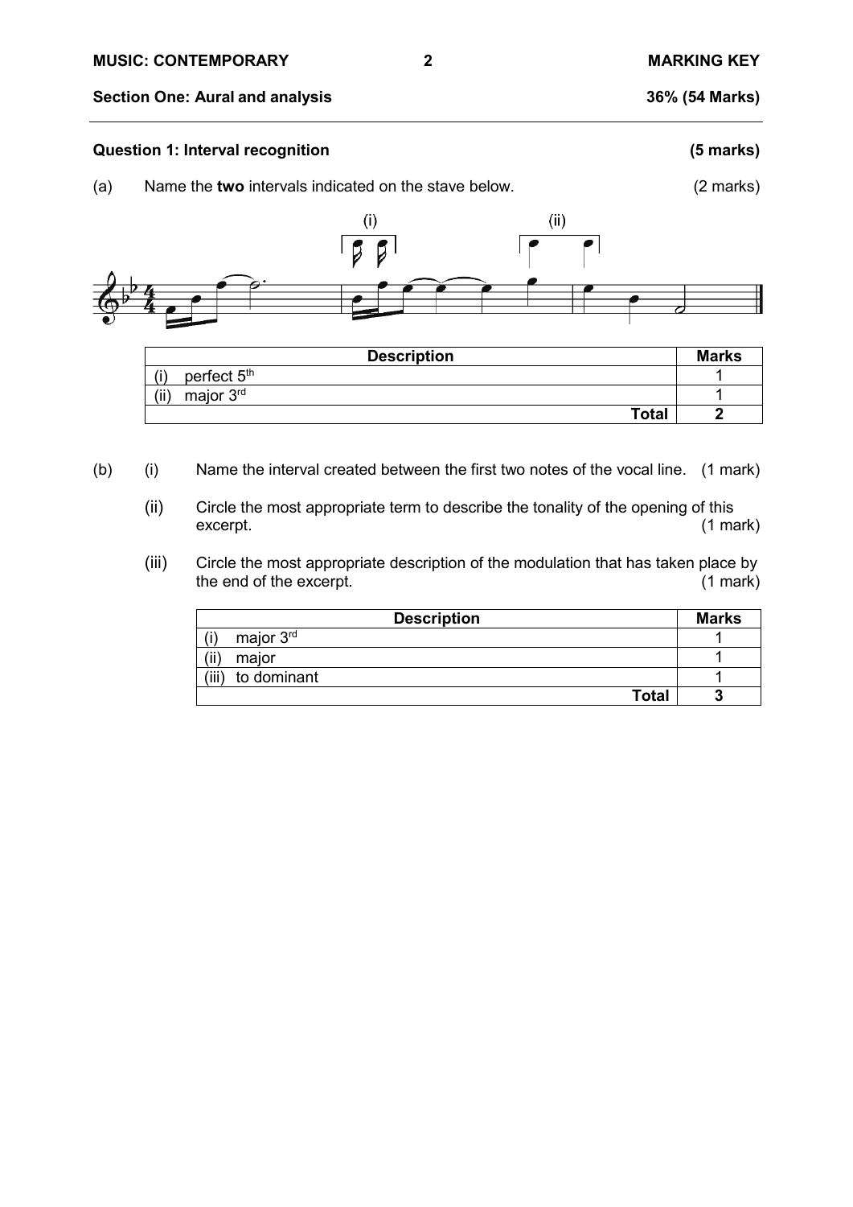## Section One: Aural and analysis — 36% (54 Marks)

### Question 1: Interval recognition (5 marks)

(a) Name the **two** intervals indicated on the stave below. (2 marks)

| Description | Marks |
|---|---|
| (i) perfect 5th | 1 |
| (ii) major 3rd | 1 |
| **Total** | **2** |

(b) (i) Name the interval created between the first two notes of the vocal line. (1 mark)

(ii) Circle the most appropriate term to describe the tonality of the opening of this excerpt. (1 mark)

(iii) Circle the most appropriate description of the modulation that has taken place by the end of the excerpt. (1 mark)

| Description | Marks |
|---|---|
| (i) major 3rd | 1 |
| (ii) major | 1 |
| (iii) to dominant | 1 |
| **Total** | **3** |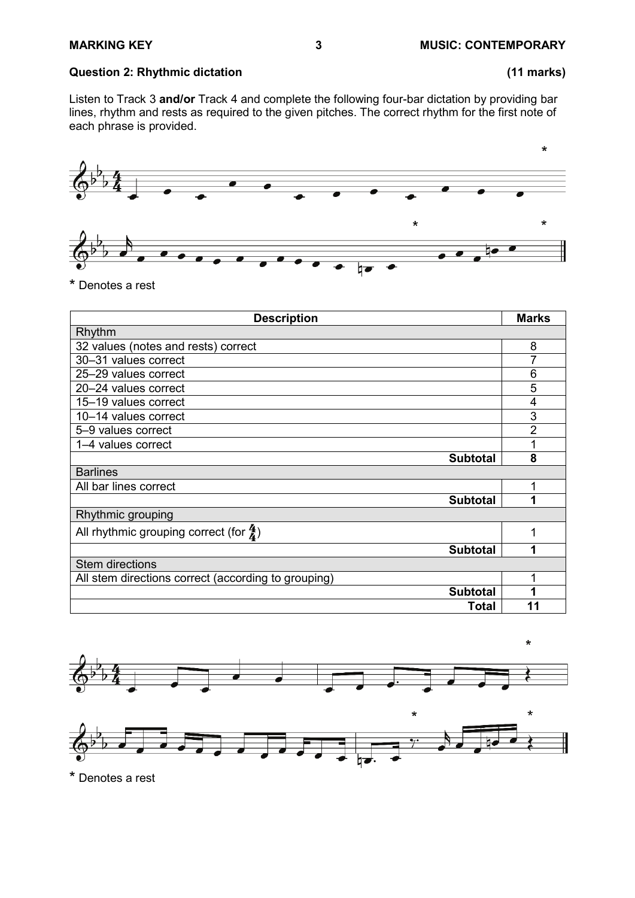## Question 2: Rhythmic dictation (11 marks)

Listen to Track 3 **and/or** Track 4 and complete the following four-bar dictation by providing bar lines, rhythm and rests as required to the given pitches. The correct rhythm for the first note of each phrase is provided.

\* Denotes a rest

| Description | Marks |
|---|---|
| **Rhythm** | |
| 32 values (notes and rests) correct | 8 |
| 30–31 values correct | 7 |
| 25–29 values correct | 6 |
| 20–24 values correct | 5 |
| 15–19 values correct | 4 |
| 10–14 values correct | 3 |
| 5–9 values correct | 2 |
| 1–4 values correct | 1 |
| **Subtotal** | **8** |
| **Barlines** | |
| All bar lines correct | 1 |
| **Subtotal** | **1** |
| **Rhythmic grouping** | |
| All rhythmic grouping correct (for $\frac{4}{4}$) | 1 |
| **Subtotal** | **1** |
| **Stem directions** | |
| All stem directions correct (according to grouping) | 1 |
| **Subtotal** | **1** |
| **Total** | **11** |

\* Denotes a rest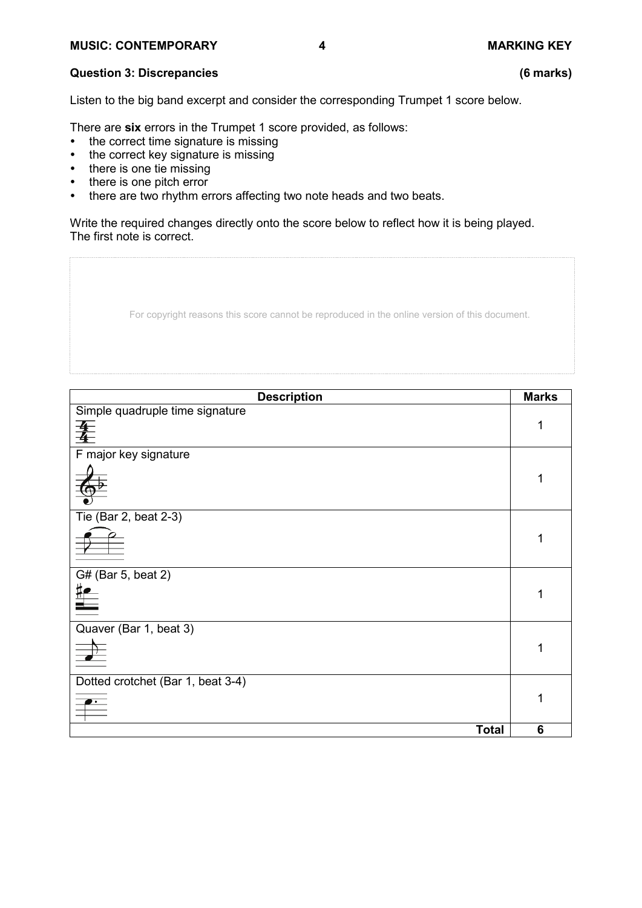**Question 3: Discrepancies** **(6 marks)**

Listen to the big band excerpt and consider the corresponding Trumpet 1 score below.

There are **six** errors in the Trumpet 1 score provided, as follows:

- the correct time signature is missing
- the correct key signature is missing
- there is one tie missing
- there is one pitch error
- there are two rhythm errors affecting two note heads and two beats.

Write the required changes directly onto the score below to reflect how it is being played. The first note is correct.

For copyright reasons this score cannot be reproduced in the online version of this document.

| Description | Marks |
| --- | --- |
| Simple quadruple time signature | 1 |
| F major key signature | 1 |
| Tie (Bar 2, beat 2-3) | 1 |
| G# (Bar 5, beat 2) | 1 |
| Quaver (Bar 1, beat 3) | 1 |
| Dotted crotchet (Bar 1, beat 3-4) | 1 |
| **Total** | **6** |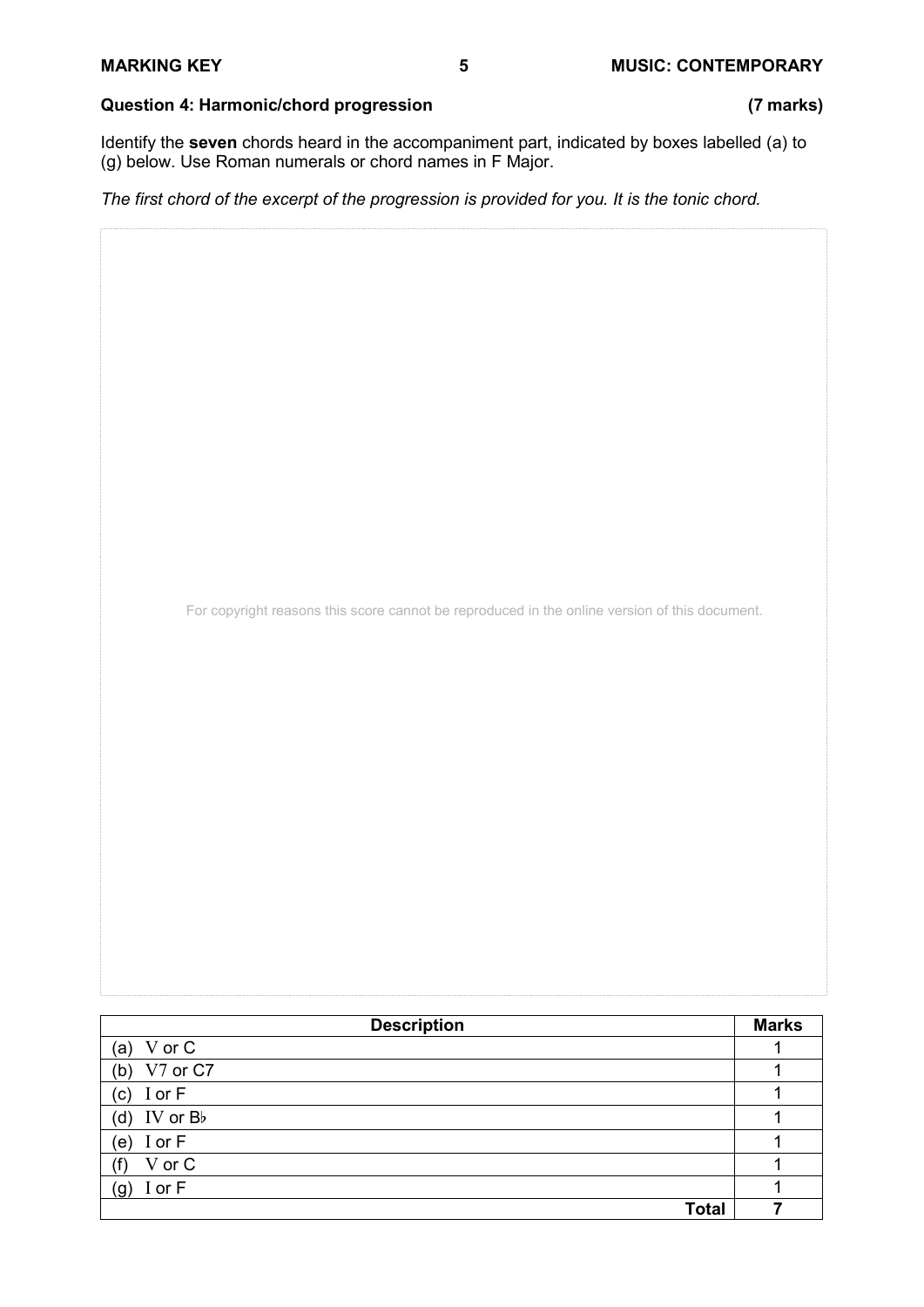### Question 4: Harmonic/chord progression (7 marks)

Identify the **seven** chords heard in the accompaniment part, indicated by boxes labelled (a) to (g) below. Use Roman numerals or chord names in F Major.

*The first chord of the excerpt of the progression is provided for you. It is the tonic chord.*

For copyright reasons this score cannot be reproduced in the online version of this document.

| Description | Marks |
|---|---|
| (a) V or C | 1 |
| (b) V7 or C7 | 1 |
| (c) I or F | 1 |
| (d) IV or B♭ | 1 |
| (e) I or F | 1 |
| (f) V or C | 1 |
| (g) I or F | 1 |
| **Total** | **7** |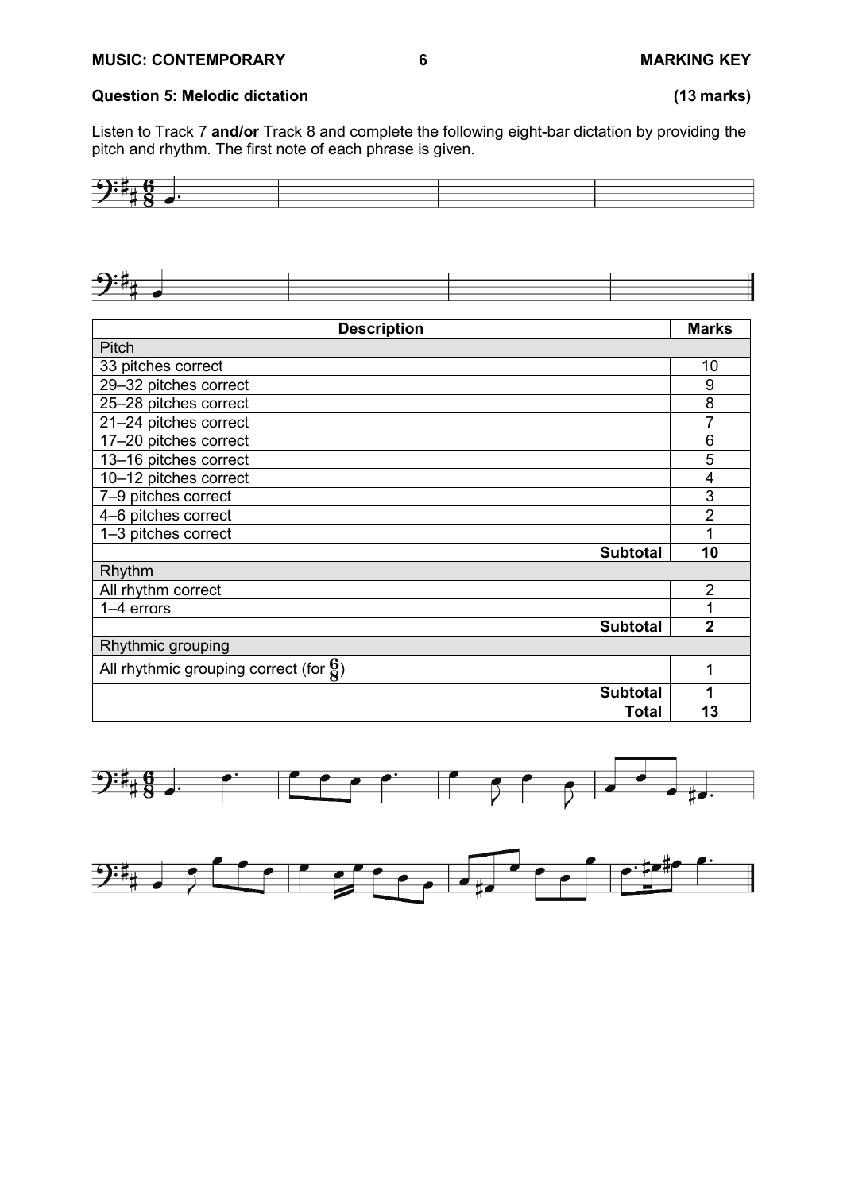## Question 5: Melodic dictation (13 marks)

Listen to Track 7 **and/or** Track 8 and complete the following eight-bar dictation by providing the pitch and rhythm. The first note of each phrase is given.

| Description | Marks |
|---|---|
| **Pitch** | |
| 33 pitches correct | 10 |
| 29–32 pitches correct | 9 |
| 25–28 pitches correct | 8 |
| 21–24 pitches correct | 7 |
| 17–20 pitches correct | 6 |
| 13–16 pitches correct | 5 |
| 10–12 pitches correct | 4 |
| 7–9 pitches correct | 3 |
| 4–6 pitches correct | 2 |
| 1–3 pitches correct | 1 |
| **Subtotal** | **10** |
| **Rhythm** | |
| All rhythm correct | 2 |
| 1–4 errors | 1 |
| **Subtotal** | **2** |
| **Rhythmic grouping** | |
| All rhythmic grouping correct (for $\frac{6}{8}$) | 1 |
| **Subtotal** | **1** |
| **Total** | **13** |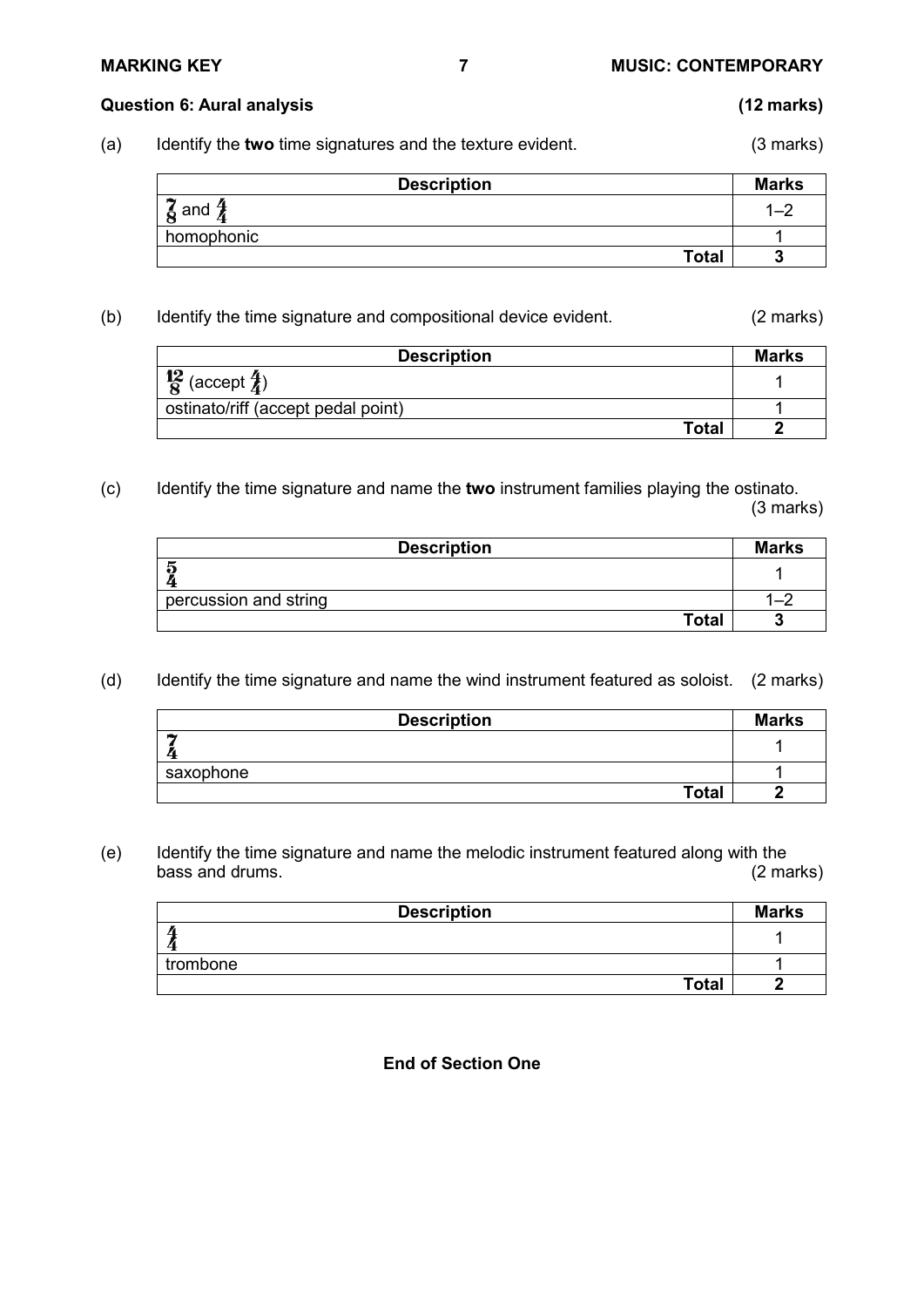### Question 6: Aural analysis (12 marks)

(a) Identify the **two** time signatures and the texture evident. (3 marks)

| Description | Marks |
|---|---|
| $\frac{7}{8}$ and $\frac{4}{4}$ | 1–2 |
| homophonic | 1 |
| **Total** | **3** |

(b) Identify the time signature and compositional device evident. (2 marks)

| Description | Marks |
|---|---|
| $\frac{12}{8}$ (accept $\frac{4}{4}$) | 1 |
| ostinato/riff (accept pedal point) | 1 |
| **Total** | **2** |

(c) Identify the time signature and name the **two** instrument families playing the ostinato. (3 marks)

| Description | Marks |
|---|---|
| $\frac{5}{4}$ | 1 |
| percussion and string | 1–2 |
| **Total** | **3** |

(d) Identify the time signature and name the wind instrument featured as soloist. (2 marks)

| Description | Marks |
|---|---|
| $\frac{7}{4}$ | 1 |
| saxophone | 1 |
| **Total** | **2** |

(e) Identify the time signature and name the melodic instrument featured along with the bass and drums. (2 marks)

| Description | Marks |
|---|---|
| $\frac{4}{4}$ | 1 |
| trombone | 1 |
| **Total** | **2** |

**End of Section One**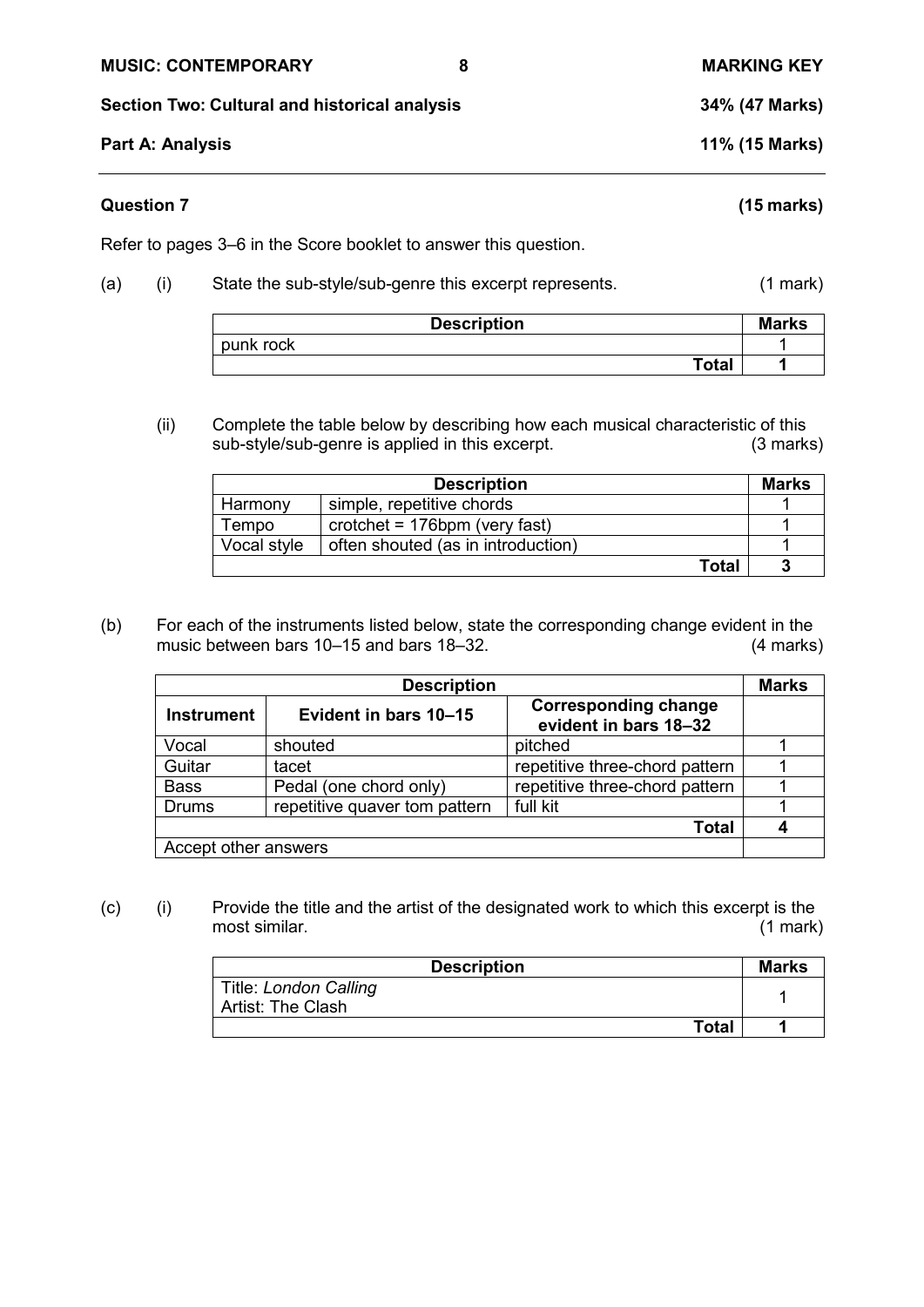**Section Two: Cultural and historical analysis** **34% (47 Marks)**

**Part A: Analysis** **11% (15 Marks)**

---

**Question 7** **(15 marks)**

Refer to pages 3–6 in the Score booklet to answer this question.

(a) (i) State the sub-style/sub-genre this excerpt represents. (1 mark)

| Description | Marks |
|---|---|
| punk rock | 1 |
| **Total** | **1** |

(ii) Complete the table below by describing how each musical characteristic of this sub-style/sub-genre is applied in this excerpt. (3 marks)

| Description | | Marks |
|---|---|---|
| Harmony | simple, repetitive chords | 1 |
| Tempo | crotchet = 176bpm (very fast) | 1 |
| Vocal style | often shouted (as in introduction) | 1 |
| | **Total** | **3** |

(b) For each of the instruments listed below, state the corresponding change evident in the music between bars 10–15 and bars 18–32. (4 marks)

| Description | | | Marks |
|---|---|---|---|
| **Instrument** | **Evident in bars 10–15** | **Corresponding change evident in bars 18–32** | |
| Vocal | shouted | pitched | 1 |
| Guitar | tacet | repetitive three-chord pattern | 1 |
| Bass | Pedal (one chord only) | repetitive three-chord pattern | 1 |
| Drums | repetitive quaver tom pattern | full kit | 1 |
| | | **Total** | **4** |
| Accept other answers | | | |

(c) (i) Provide the title and the artist of the designated work to which this excerpt is the most similar. (1 mark)

| Description | Marks |
|---|---|
| Title: *London Calling*<br>Artist: The Clash | 1 |
| **Total** | **1** |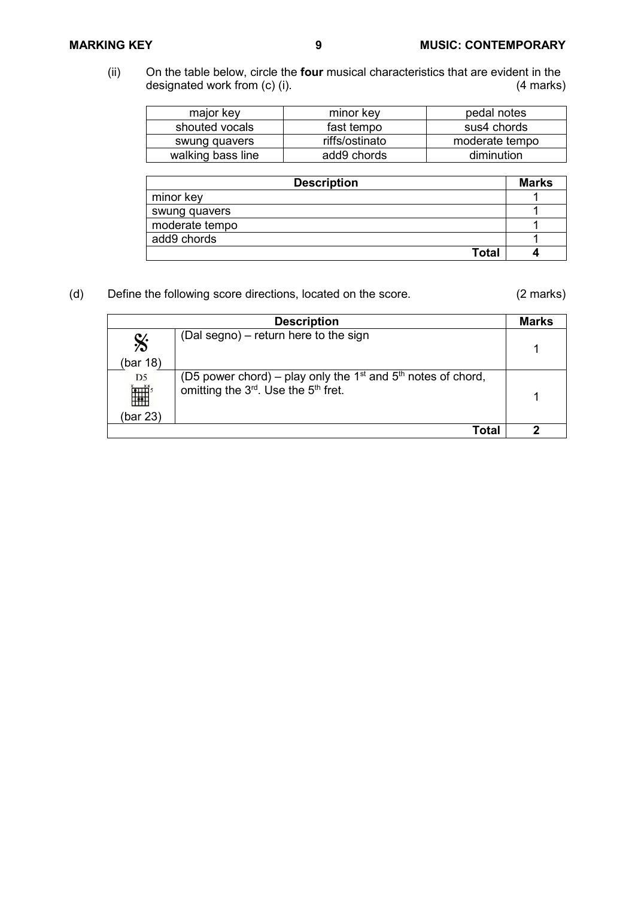(ii) On the table below, circle the **four** musical characteristics that are evident in the designated work from (c) (i). (4 marks)

| major key | minor key | pedal notes |
|---|---|---|
| shouted vocals | fast tempo | sus4 chords |
| swung quavers | riffs/ostinato | moderate tempo |
| walking bass line | add9 chords | diminution |

| Description | Marks |
|---|---|
| minor key | 1 |
| swung quavers | 1 |
| moderate tempo | 1 |
| add9 chords | 1 |
| **Total** | **4** |

(d) Define the following score directions, located on the score. (2 marks)

| Description | | Marks |
|---|---|---|
| 𝄋 (bar 18) | (Dal segno) – return here to the sign | 1 |
| D5 (bar 23) | (D5 power chord) – play only the 1st and 5th notes of chord, omitting the 3rd. Use the 5th fret. | 1 |
| | **Total** | **2** |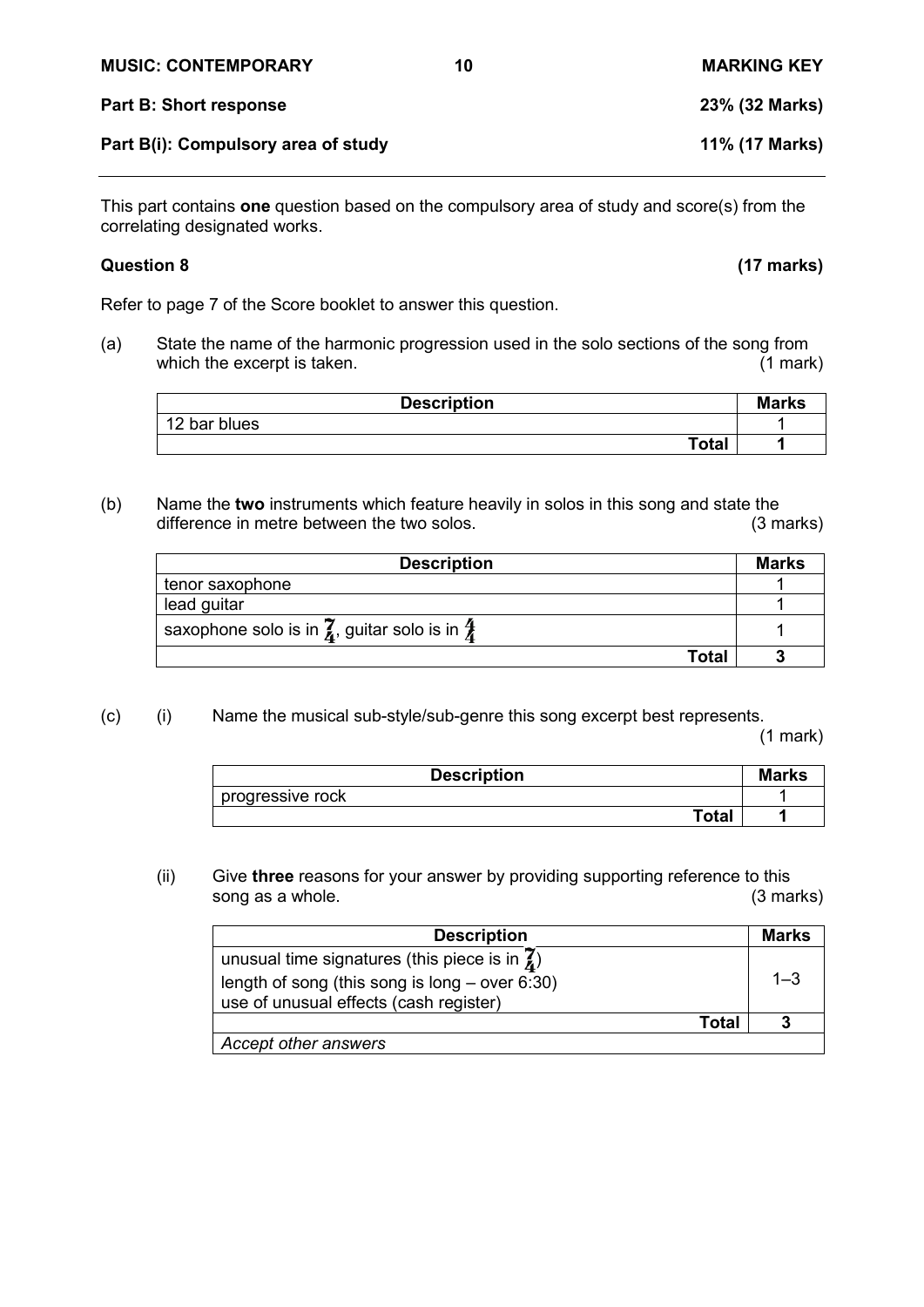## Part B: Short response 23% (32 Marks)

## Part B(i): Compulsory area of study 11% (17 Marks)

This part contains **one** question based on the compulsory area of study and score(s) from the correlating designated works.

### Question 8 (17 marks)

Refer to page 7 of the Score booklet to answer this question.

(a) State the name of the harmonic progression used in the solo sections of the song from which the excerpt is taken. (1 mark)

| Description | Marks |
|---|---|
| 12 bar blues | 1 |
| **Total** | **1** |

(b) Name the **two** instruments which feature heavily in solos in this song and state the difference in metre between the two solos. (3 marks)

| Description | Marks |
|---|---|
| tenor saxophone | 1 |
| lead guitar | 1 |
| saxophone solo is in $\frac{7}{4}$, guitar solo is in $\frac{4}{4}$ | 1 |
| **Total** | **3** |

(c) (i) Name the musical sub-style/sub-genre this song excerpt best represents. (1 mark)

| Description | Marks |
|---|---|
| progressive rock | 1 |
| **Total** | **1** |

(ii) Give **three** reasons for your answer by providing supporting reference to this song as a whole. (3 marks)

| Description | Marks |
|---|---|
| unusual time signatures (this piece is in $\frac{7}{4}$)<br>length of song (this song is long – over 6:30)<br>use of unusual effects (cash register) | 1–3 |
| **Total** | **3** |
| *Accept other answers* | |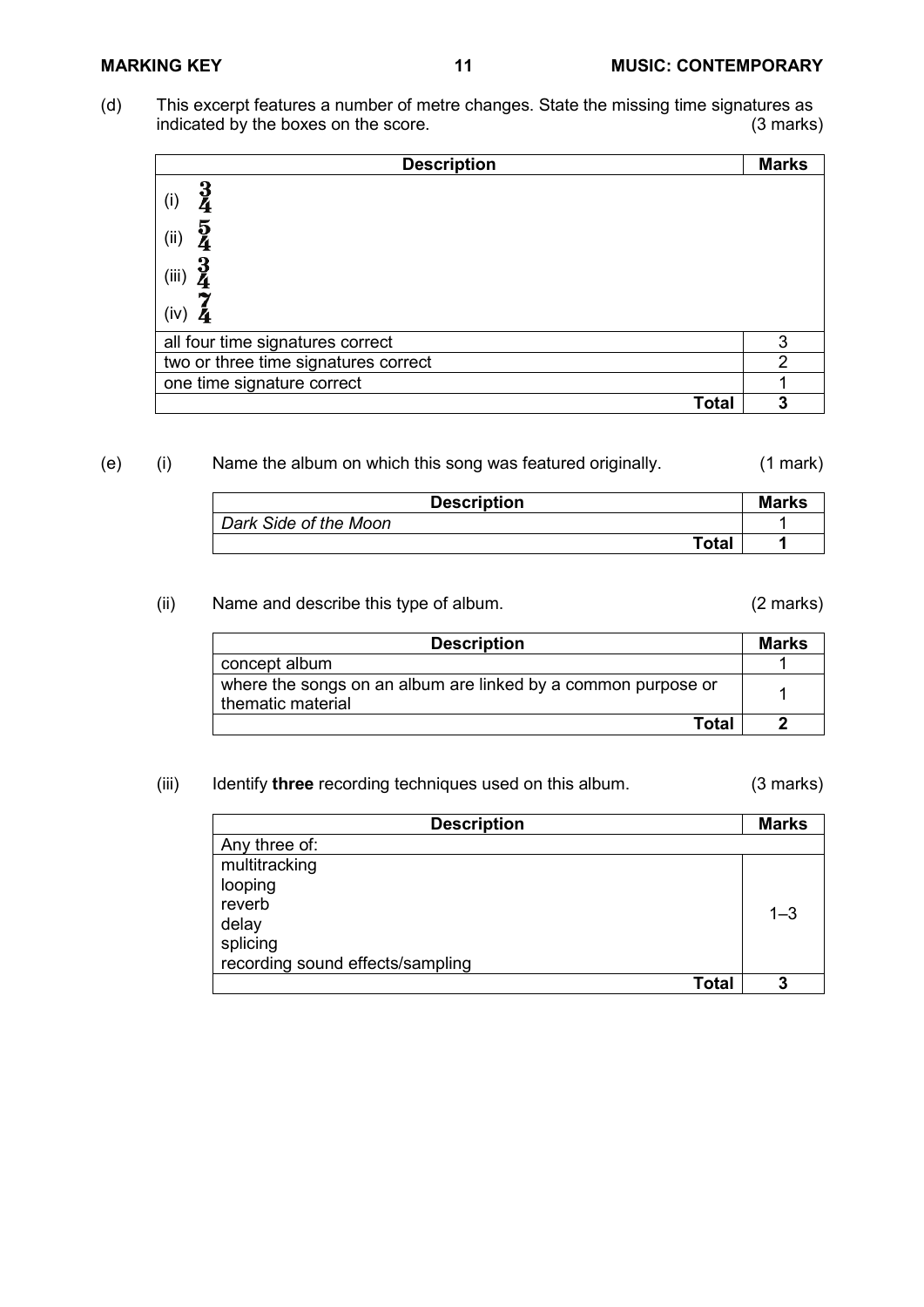(d) This excerpt features a number of metre changes. State the missing time signatures as indicated by the boxes on the score. (3 marks)

| Description | Marks |
|---|---|
| (i) $\frac{3}{4}$<br>(ii) $\frac{5}{4}$<br>(iii) $\frac{3}{4}$<br>(iv) $\frac{7}{4}$ | |
| all four time signatures correct | 3 |
| two or three time signatures correct | 2 |
| one time signature correct | 1 |
| **Total** | **3** |

(e) (i) Name the album on which this song was featured originally. (1 mark)

| Description | Marks |
|---|---|
| *Dark Side of the Moon* | 1 |
| **Total** | **1** |

(ii) Name and describe this type of album. (2 marks)

| Description | Marks |
|---|---|
| concept album | 1 |
| where the songs on an album are linked by a common purpose or thematic material | 1 |
| **Total** | **2** |

(iii) Identify **three** recording techniques used on this album. (3 marks)

| Description | Marks |
|---|---|
| Any three of: | |
| multitracking<br>looping<br>reverb<br>delay<br>splicing<br>recording sound effects/sampling | 1–3 |
| **Total** | **3** |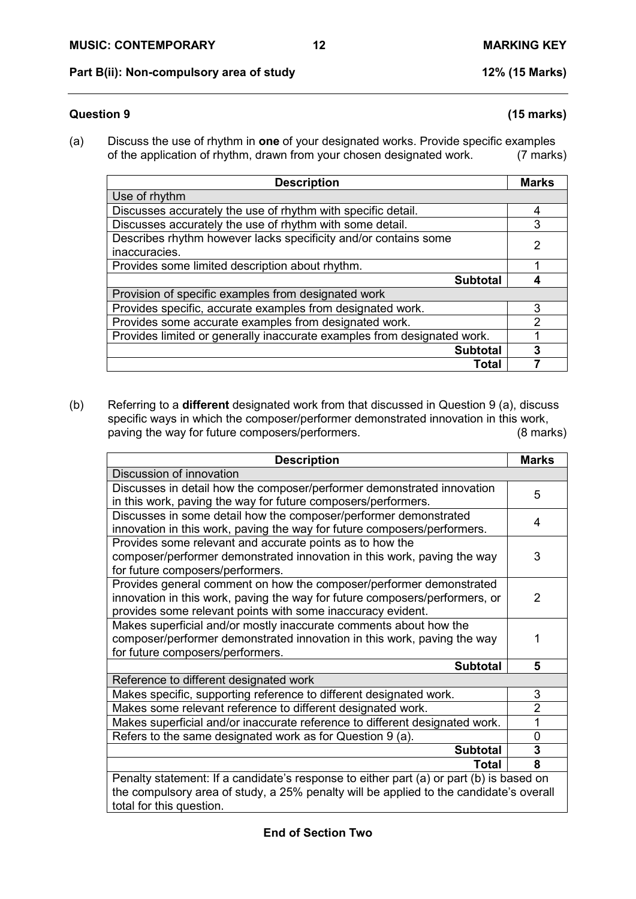## Part B(ii): Non-compulsory area of study 12% (15 Marks)

### Question 9 (15 marks)

(a) Discuss the use of rhythm in **one** of your designated works. Provide specific examples of the application of rhythm, drawn from your chosen designated work. (7 marks)

| Description | Marks |
|---|---|
| Use of rhythm | |
| Discusses accurately the use of rhythm with specific detail. | 4 |
| Discusses accurately the use of rhythm with some detail. | 3 |
| Describes rhythm however lacks specificity and/or contains some inaccuracies. | 2 |
| Provides some limited description about rhythm. | 1 |
| **Subtotal** | **4** |
| Provision of specific examples from designated work | |
| Provides specific, accurate examples from designated work. | 3 |
| Provides some accurate examples from designated work. | 2 |
| Provides limited or generally inaccurate examples from designated work. | 1 |
| **Subtotal** | **3** |
| **Total** | **7** |

(b) Referring to a **different** designated work from that discussed in Question 9 (a), discuss specific ways in which the composer/performer demonstrated innovation in this work, paving the way for future composers/performers. (8 marks)

| Description | Marks |
|---|---|
| Discussion of innovation | |
| Discusses in detail how the composer/performer demonstrated innovation in this work, paving the way for future composers/performers. | 5 |
| Discusses in some detail how the composer/performer demonstrated innovation in this work, paving the way for future composers/performers. | 4 |
| Provides some relevant and accurate points as to how the composer/performer demonstrated innovation in this work, paving the way for future composers/performers. | 3 |
| Provides general comment on how the composer/performer demonstrated innovation in this work, paving the way for future composers/performers, or provides some relevant points with some inaccuracy evident. | 2 |
| Makes superficial and/or mostly inaccurate comments about how the composer/performer demonstrated innovation in this work, paving the way for future composers/performers. | 1 |
| **Subtotal** | **5** |
| Reference to different designated work | |
| Makes specific, supporting reference to different designated work. | 3 |
| Makes some relevant reference to different designated work. | 2 |
| Makes superficial and/or inaccurate reference to different designated work. | 1 |
| Refers to the same designated work as for Question 9 (a). | 0 |
| **Subtotal** | **3** |
| **Total** | **8** |
| Penalty statement: If a candidate's response to either part (a) or part (b) is based on the compulsory area of study, a 25% penalty will be applied to the candidate's overall total for this question. | |

**End of Section Two**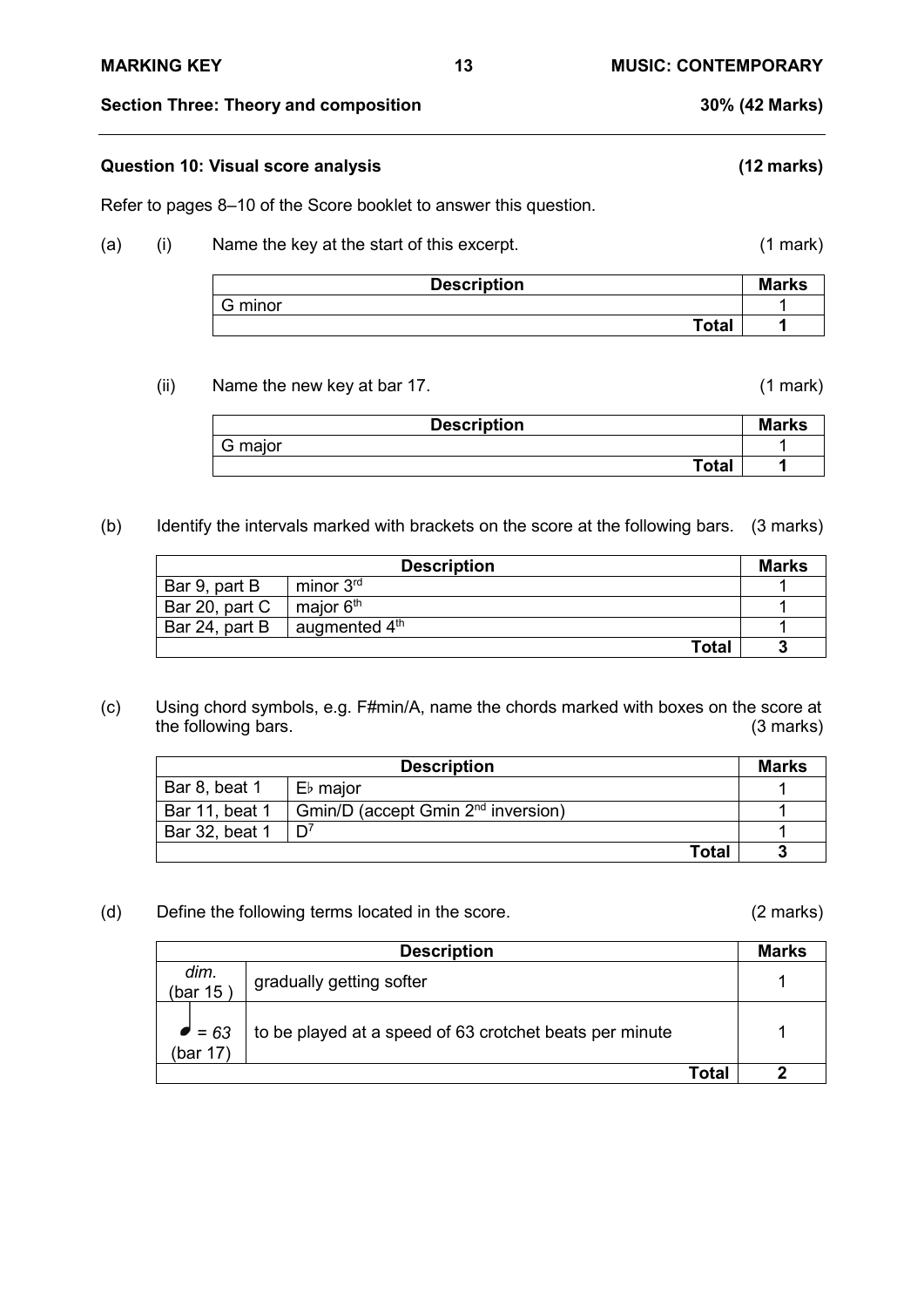## Section Three: Theory and composition — 30% (42 Marks)

### Question 10: Visual score analysis (12 marks)

Refer to pages 8–10 of the Score booklet to answer this question.

(a) (i) Name the key at the start of this excerpt. (1 mark)

| Description | Marks |
|---|---|
| G minor | 1 |
| **Total** | **1** |

(ii) Name the new key at bar 17. (1 mark)

| Description | Marks |
|---|---|
| G major | 1 |
| **Total** | **1** |

(b) Identify the intervals marked with brackets on the score at the following bars. (3 marks)

| Description | | Marks |
|---|---|---|
| Bar 9, part B | minor 3rd | 1 |
| Bar 20, part C | major 6th | 1 |
| Bar 24, part B | augmented 4th | 1 |
| | **Total** | **3** |

(c) Using chord symbols, e.g. F#min/A, name the chords marked with boxes on the score at the following bars. (3 marks)

| Description | | Marks |
|---|---|---|
| Bar 8, beat 1 | E♭ major | 1 |
| Bar 11, beat 1 | Gmin/D (accept Gmin 2nd inversion) | 1 |
| Bar 32, beat 1 | $D^7$ | 1 |
| | **Total** | **3** |

(d) Define the following terms located in the score. (2 marks)

| Description | | Marks |
|---|---|---|
| *dim.* (bar 15) | gradually getting softer | 1 |
| ♩ *= 63* (bar 17) | to be played at a speed of 63 crotchet beats per minute | 1 |
| | **Total** | **2** |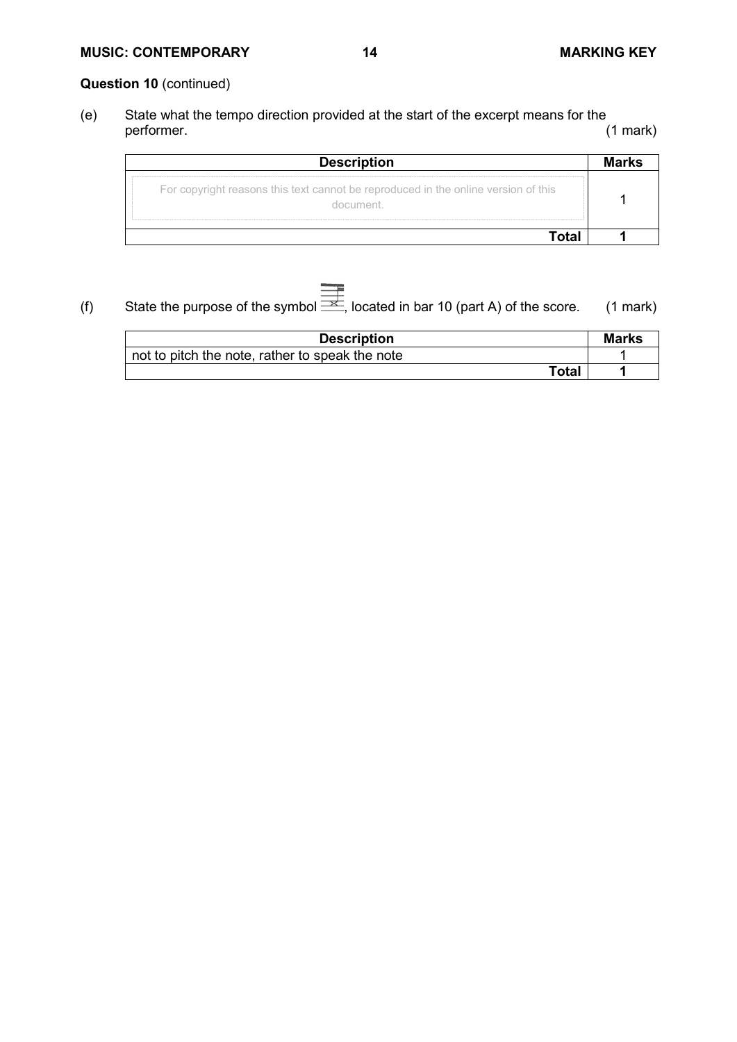**Question 10** (continued)

(e) State what the tempo direction provided at the start of the excerpt means for the performer. (1 mark)

| Description | Marks |
|---|---|
| For copyright reasons this text cannot be reproduced in the online version of this document. | 1 |
| **Total** | **1** |

(f) State the purpose of the symbol (x-notehead), located in bar 10 (part A) of the score. (1 mark)

| Description | Marks |
|---|---|
| not to pitch the note, rather to speak the note | 1 |
| **Total** | **1** |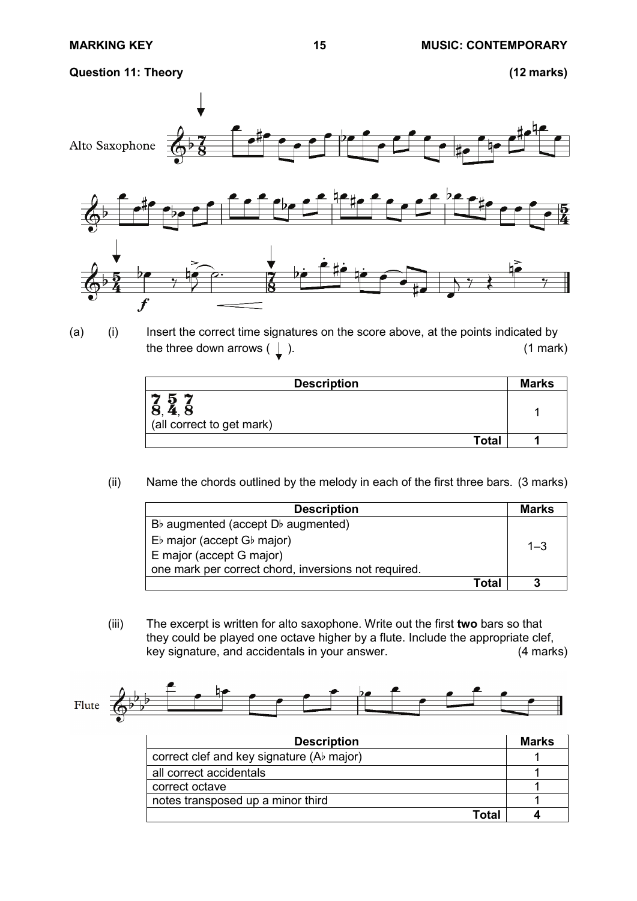## Question 11: Theory **(12 marks)**

(a) (i) Insert the correct time signatures on the score above, at the points indicated by the three down arrows ( ↓ ). (1 mark)

| Description | Marks |
|---|---|
| 7/8, 5/4, 7/8 (all correct to get mark) | 1 |
| **Total** | **1** |

(ii) Name the chords outlined by the melody in each of the first three bars. (3 marks)

| Description | Marks |
|---|---|
| B♭ augmented (accept D♭ augmented)<br>E♭ major (accept G♭ major)<br>E major (accept G major)<br>one mark per correct chord, inversions not required. | 1–3 |
| **Total** | **3** |

(iii) The excerpt is written for alto saxophone. Write out the first **two** bars so that they could be played one octave higher by a flute. Include the appropriate clef, key signature, and accidentals in your answer. (4 marks)

| Description | Marks |
|---|---|
| correct clef and key signature (A♭ major) | 1 |
| all correct accidentals | 1 |
| correct octave | 1 |
| notes transposed up a minor third | 1 |
| **Total** | **4** |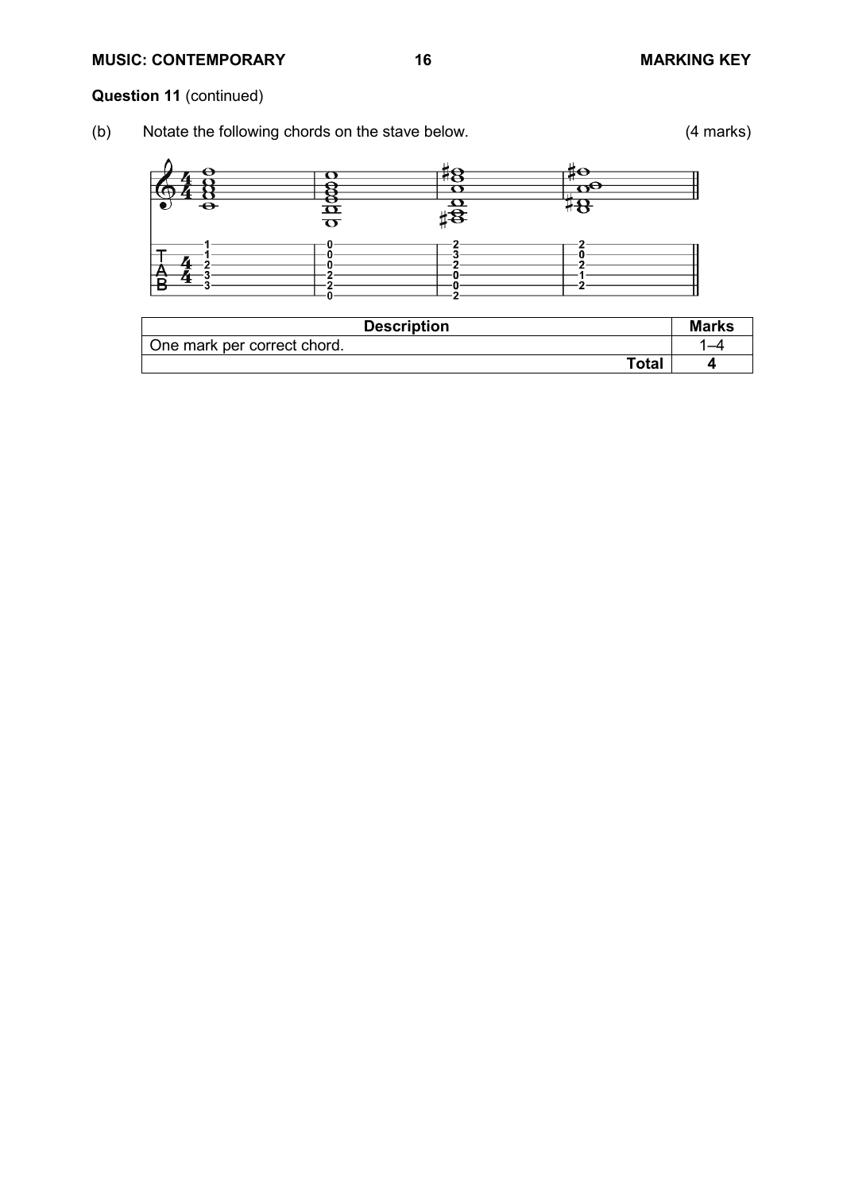**Question 11** (continued)

(b) Notate the following chords on the stave below. (4 marks)

| Description | Marks |
|---|---|
| One mark per correct chord. | 1–4 |
| **Total** | **4** |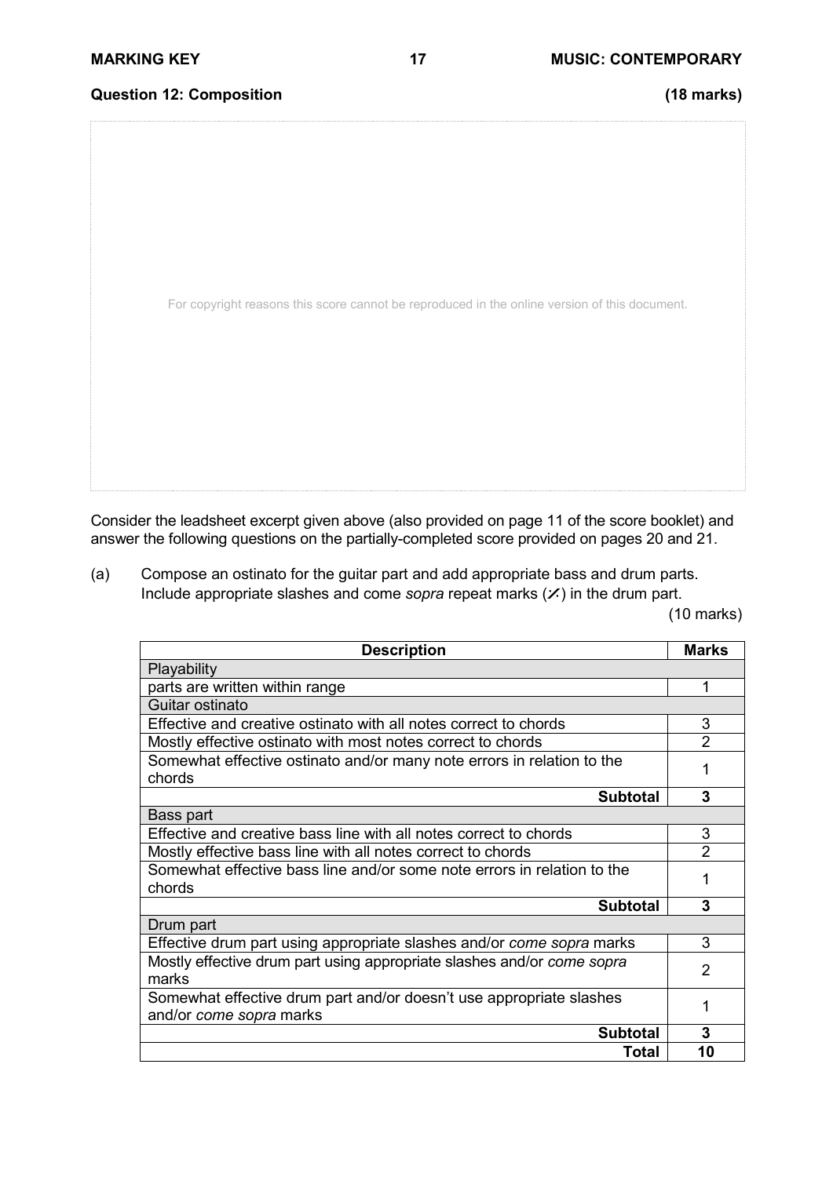## Question 12: Composition (18 marks)

For copyright reasons this score cannot be reproduced in the online version of this document.

Consider the leadsheet excerpt given above (also provided on page 11 of the score booklet) and answer the following questions on the partially-completed score provided on pages 20 and 21.

(a) Compose an ostinato for the guitar part and add appropriate bass and drum parts. Include appropriate slashes and come *sopra* repeat marks (⁒) in the drum part.
(10 marks)

| Description | Marks |
|---|---|
| Playability | |
| parts are written within range | 1 |
| Guitar ostinato | |
| Effective and creative ostinato with all notes correct to chords | 3 |
| Mostly effective ostinato with most notes correct to chords | 2 |
| Somewhat effective ostinato and/or many note errors in relation to the chords | 1 |
| **Subtotal** | **3** |
| Bass part | |
| Effective and creative bass line with all notes correct to chords | 3 |
| Mostly effective bass line with all notes correct to chords | 2 |
| Somewhat effective bass line and/or some note errors in relation to the chords | 1 |
| **Subtotal** | **3** |
| Drum part | |
| Effective drum part using appropriate slashes and/or *come sopra* marks | 3 |
| Mostly effective drum part using appropriate slashes and/or *come sopra* marks | 2 |
| Somewhat effective drum part and/or doesn't use appropriate slashes and/or *come sopra* marks | 1 |
| **Subtotal** | **3** |
| **Total** | **10** |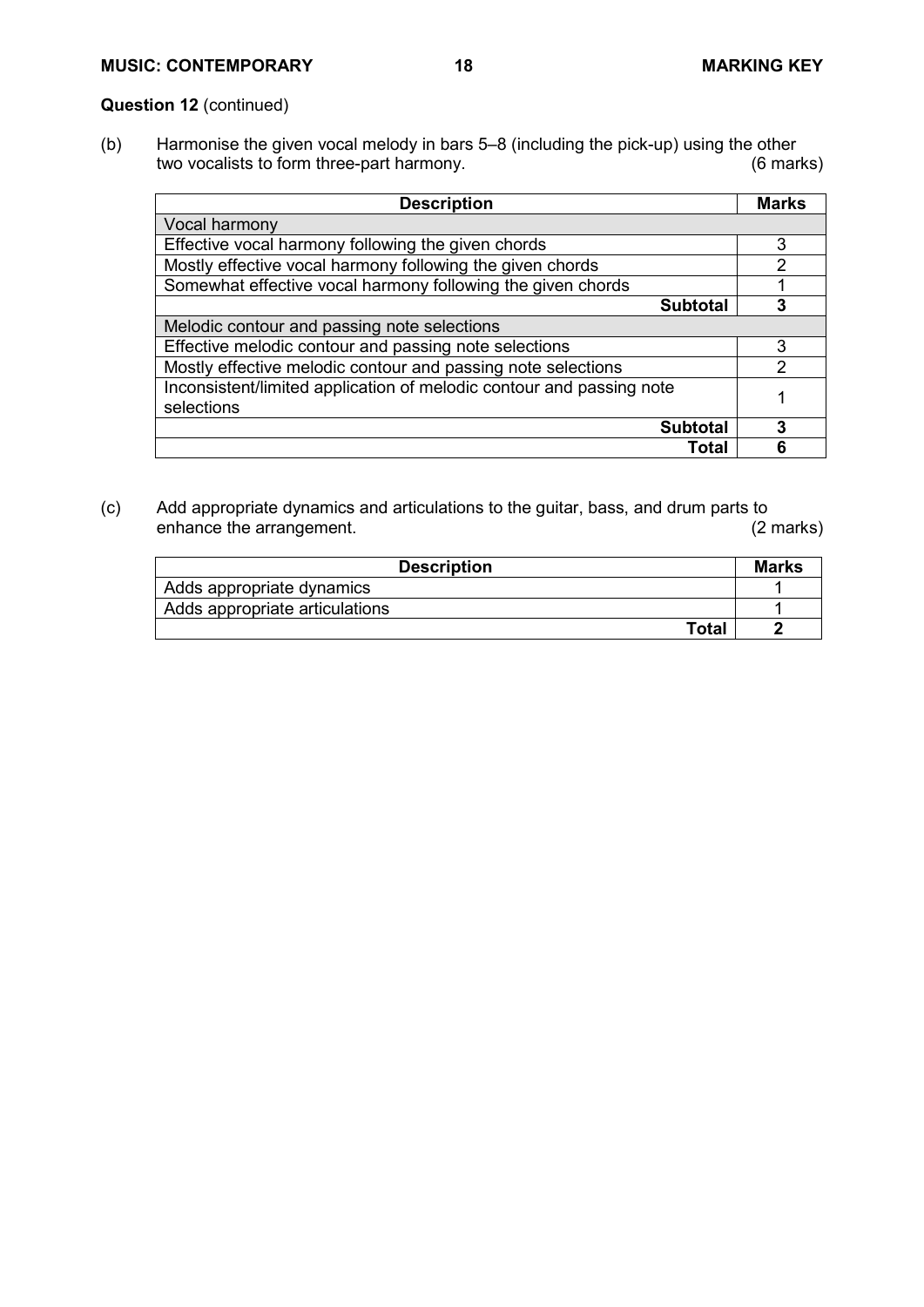**Question 12** (continued)

(b) Harmonise the given vocal melody in bars 5–8 (including the pick-up) using the other two vocalists to form three-part harmony. (6 marks)

| Description | Marks |
|---|---|
| Vocal harmony | |
| Effective vocal harmony following the given chords | 3 |
| Mostly effective vocal harmony following the given chords | 2 |
| Somewhat effective vocal harmony following the given chords | 1 |
| **Subtotal** | **3** |
| Melodic contour and passing note selections | |
| Effective melodic contour and passing note selections | 3 |
| Mostly effective melodic contour and passing note selections | 2 |
| Inconsistent/limited application of melodic contour and passing note selections | 1 |
| **Subtotal** | **3** |
| **Total** | **6** |

(c) Add appropriate dynamics and articulations to the guitar, bass, and drum parts to enhance the arrangement. (2 marks)

| Description | Marks |
|---|---|
| Adds appropriate dynamics | 1 |
| Adds appropriate articulations | 1 |
| **Total** | **2** |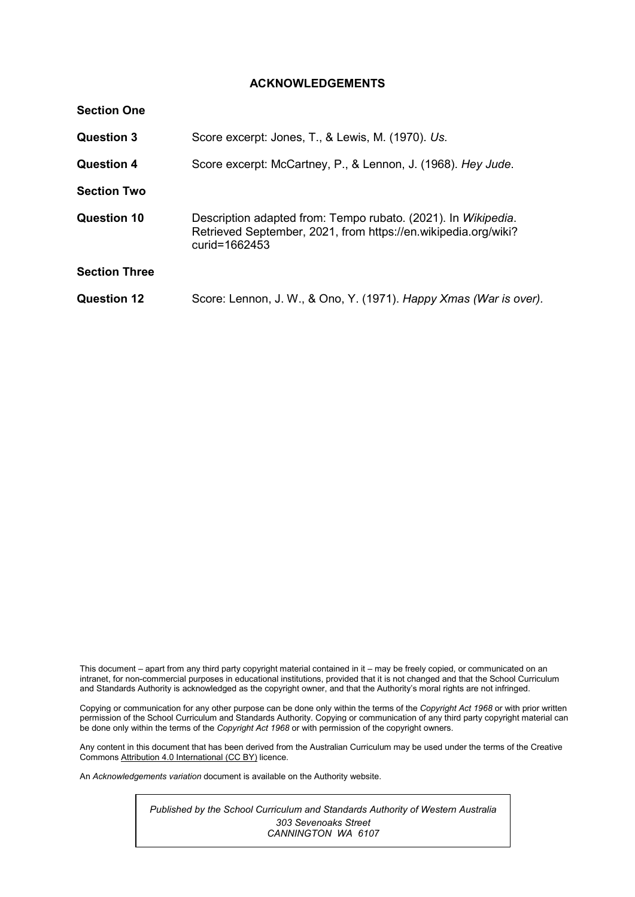# ACKNOWLEDGEMENTS

**Section One**

**Question 3** Score excerpt: Jones, T., & Lewis, M. (1970). *Us*.

**Question 4** Score excerpt: McCartney, P., & Lennon, J. (1968). *Hey Jude*.

**Section Two**

**Question 10** Description adapted from: Tempo rubato. (2021). In *Wikipedia*. Retrieved September, 2021, from https://en.wikipedia.org/wiki?curid=1662453

**Section Three**

**Question 12** Score: Lennon, J. W., & Ono, Y. (1971). *Happy Xmas (War is over)*.

This document – apart from any third party copyright material contained in it – may be freely copied, or communicated on an intranet, for non-commercial purposes in educational institutions, provided that it is not changed and that the School Curriculum and Standards Authority is acknowledged as the copyright owner, and that the Authority's moral rights are not infringed.

Copying or communication for any other purpose can be done only within the terms of the *Copyright Act 1968* or with prior written permission of the School Curriculum and Standards Authority. Copying or communication of any third party copyright material can be done only within the terms of the *Copyright Act 1968* or with permission of the copyright owners.

Any content in this document that has been derived from the Australian Curriculum may be used under the terms of the Creative Commons Attribution 4.0 International (CC BY) licence.

An *Acknowledgements variation* document is available on the Authority website.

*Published by the School Curriculum and Standards Authority of Western Australia*
*303 Sevenoaks Street*
*CANNINGTON WA 6107*